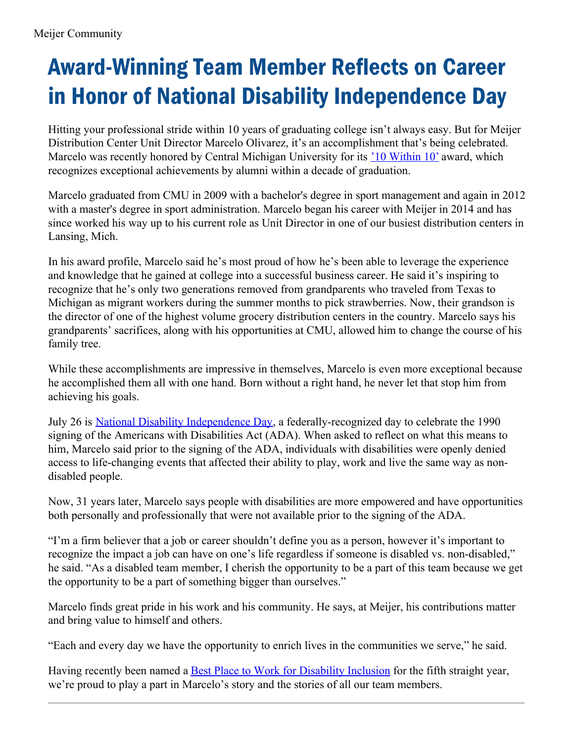Meijer Community

# Award-Winning Team Member Reflects on Career in Honor of National Disability Independence Day

Hitting your professional stride within 10 years of graduating college isn't always easy. But for Meijer Distribution Center Unit Director Marcelo Olivarez, it's an accomplishment that's being celebrated. Marcelo was recently honored by Central Michigan University for its '10 Within 10' award, which recognizes exceptional achievements by alumni within a decade of graduation.

Marcelo graduated from CMU in 2009 with a bachelor's degree in sport management and again in 2012 with a master's degree in sport administration. Marcelo began his career with Meijer in 2014 and has since worked his way up to his current role as Unit Director in one of our busiest distribution centers in Lansing, Mich.

In his award profile, Marcelo said he's most proud of how he's been able to leverage the experience and knowledge that he gained at college into a successful business career. He said it's inspiring to recognize that he's only two generations removed from grandparents who traveled from Texas to Michigan as migrant workers during the summer months to pick strawberries. Now, their grandson is the director of one of the highest volume grocery distribution centers in the country. Marcelo says his grandparents' sacrifices, along with his opportunities at CMU, allowed him to change the course of his family tree.

While these accomplishments are impressive in themselves, Marcelo is even more exceptional because he accomplished them all with one hand. Born without a right hand, he never let that stop him from achieving his goals.

July 26 is National Disability Independence Day, a federally-recognized day to celebrate the 1990 signing of the Americans with Disabilities Act (ADA). When asked to reflect on what this means to him, Marcelo said prior to the signing of the ADA, individuals with disabilities were openly denied access to life-changing events that affected their ability to play, work and live the same way as non-disabled people.

Now, 31 years later, Marcelo says people with disabilities are more empowered and have opportunities both personally and professionally that were not available prior to the signing of the ADA.

"I'm a firm believer that a job or career shouldn't define you as a person, however it's important to recognize the impact a job can have on one's life regardless if someone is disabled vs. non-disabled," he said. "As a disabled team member, I cherish the opportunity to be a part of this team because we get the opportunity to be a part of something bigger than ourselves."

Marcelo finds great pride in his work and his community. He says, at Meijer, his contributions matter and bring value to himself and others.

"Each and every day we have the opportunity to enrich lives in the communities we serve," he said.

Having recently been named a Best Place to Work for Disability Inclusion for the fifth straight year, we're proud to play a part in Marcelo's story and the stories of all our team members.

---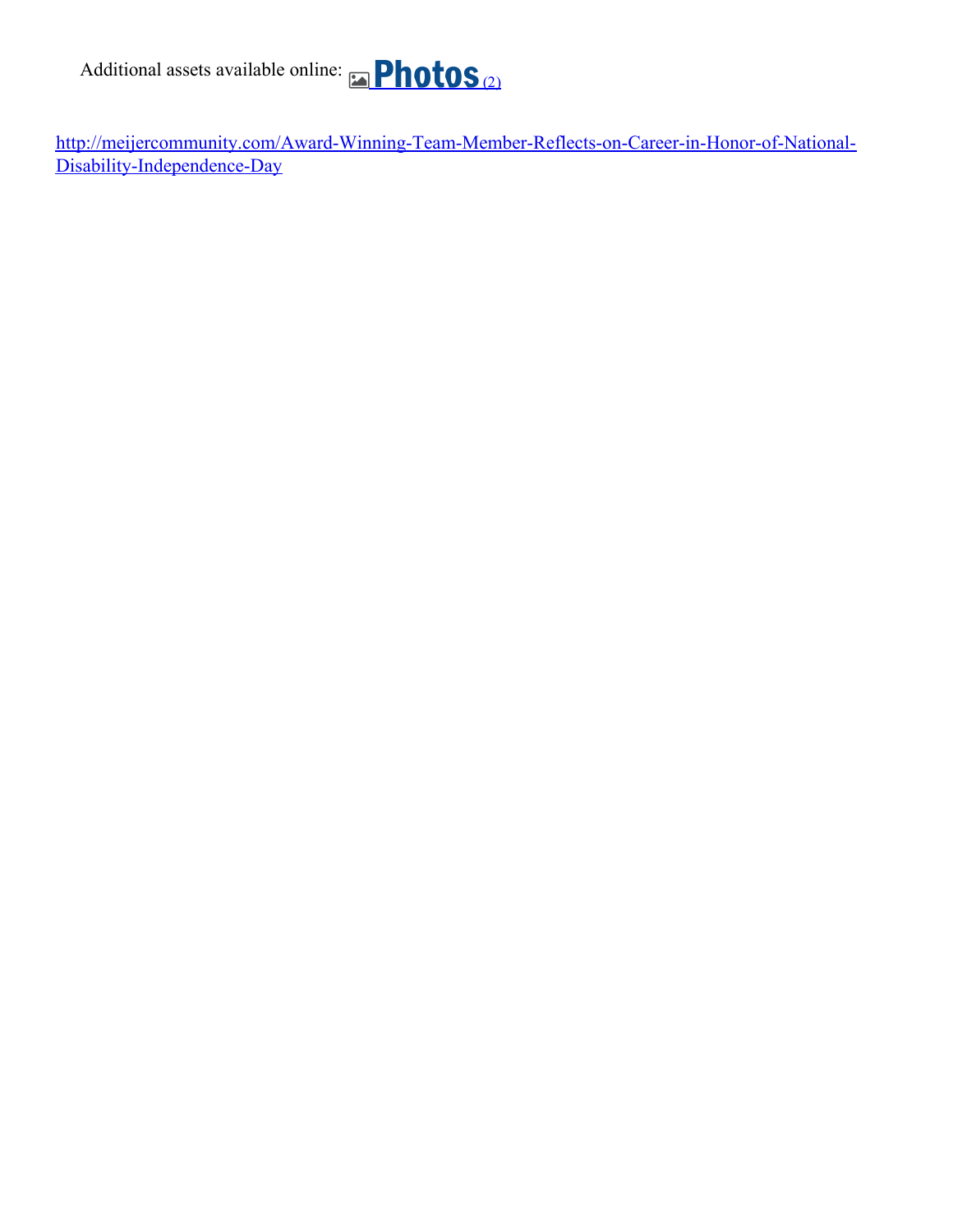Additional assets available online: Photos (2)

http://meijercommunity.com/Award-Winning-Team-Member-Reflects-on-Career-in-Honor-of-National-Disability-Independence-Day